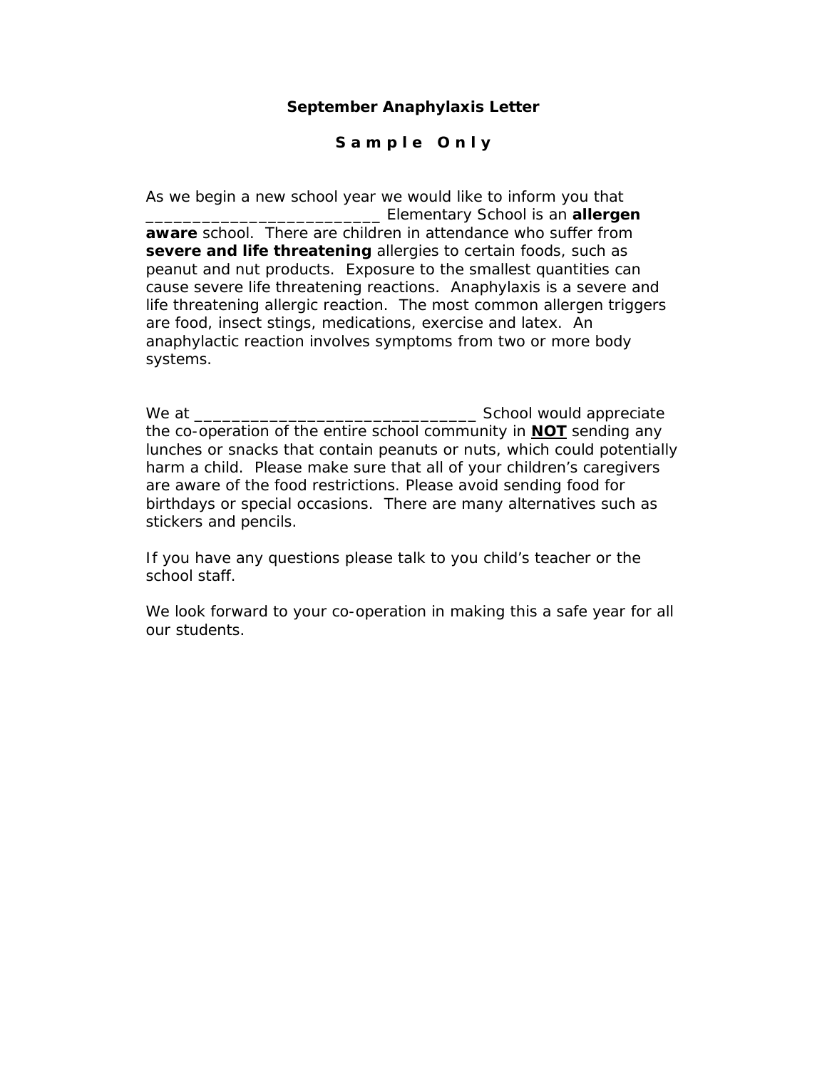# September Anaphylaxis Letter

**S a m p l e   O n l y**

As we begin a new school year we would like to inform you that __________________________ Elementary School is an **allergen aware** school. There are children in attendance who suffer from **severe and life threatening** allergies to certain foods, such as peanut and nut products. Exposure to the smallest quantities can cause severe life threatening reactions. Anaphylaxis is a severe and life threatening allergic reaction. The most common allergen triggers are food, insect stings, medications, exercise and latex. An anaphylactic reaction involves symptoms from two or more body systems.

We at _______________________________ School would appreciate the co-operation of the entire school community in <u>**NOT**</u> sending any lunches or snacks that contain peanuts or nuts, which could potentially harm a child. Please make sure that all of your children's caregivers are aware of the food restrictions. Please avoid sending food for birthdays or special occasions. There are many alternatives such as stickers and pencils.

If you have any questions please talk to you child's teacher or the school staff.

We look forward to your co-operation in making this a safe year for all our students.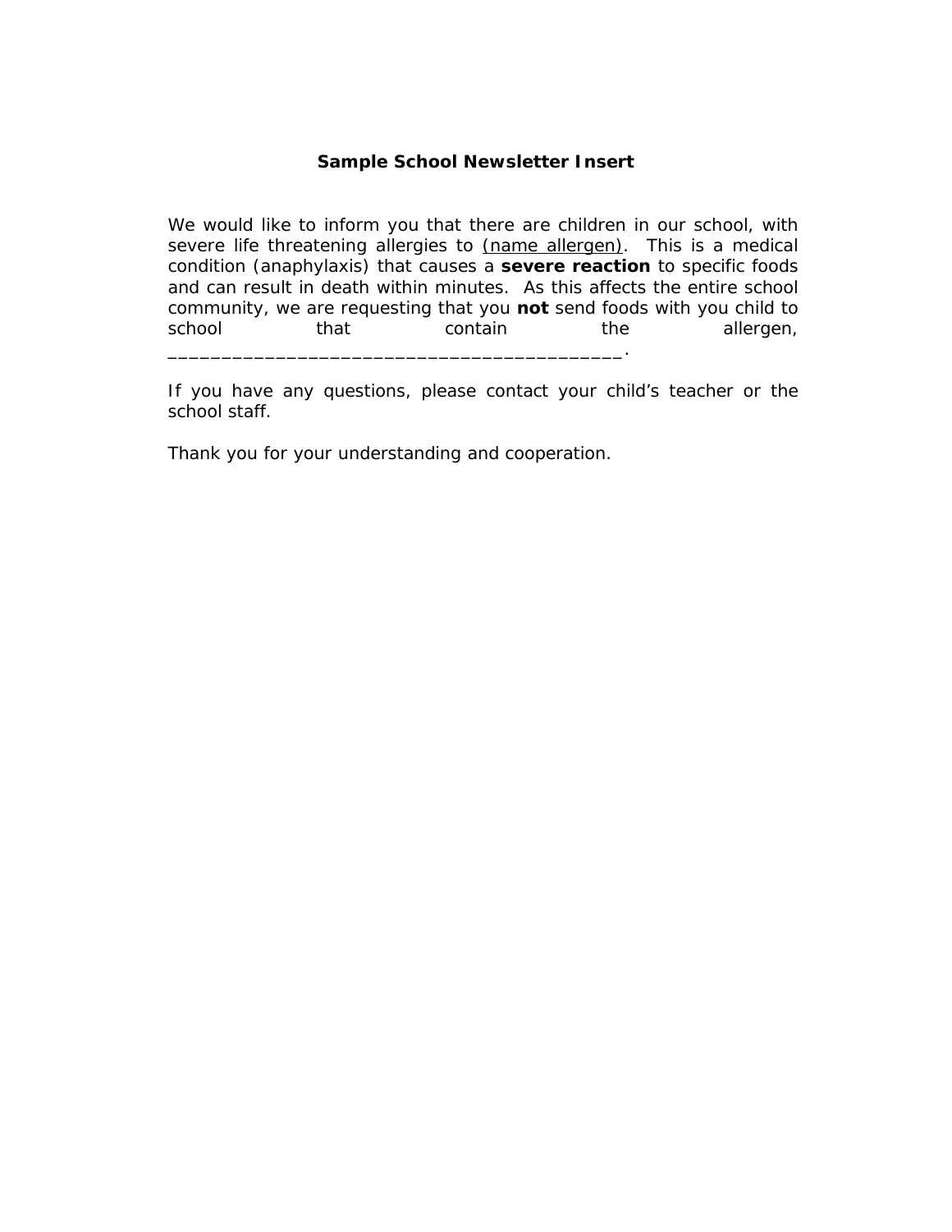**Sample School Newsletter Insert**

We would like to inform you that there are children in our school, with severe life threatening allergies to (name allergen). This is a medical condition (anaphylaxis) that causes a **severe reaction** to specific foods and can result in death within minutes. As this affects the entire school community, we are requesting that you **not** send foods with you child to school that contain the allergen, ________________________________________.

If you have any questions, please contact your child's teacher or the school staff.

Thank you for your understanding and cooperation.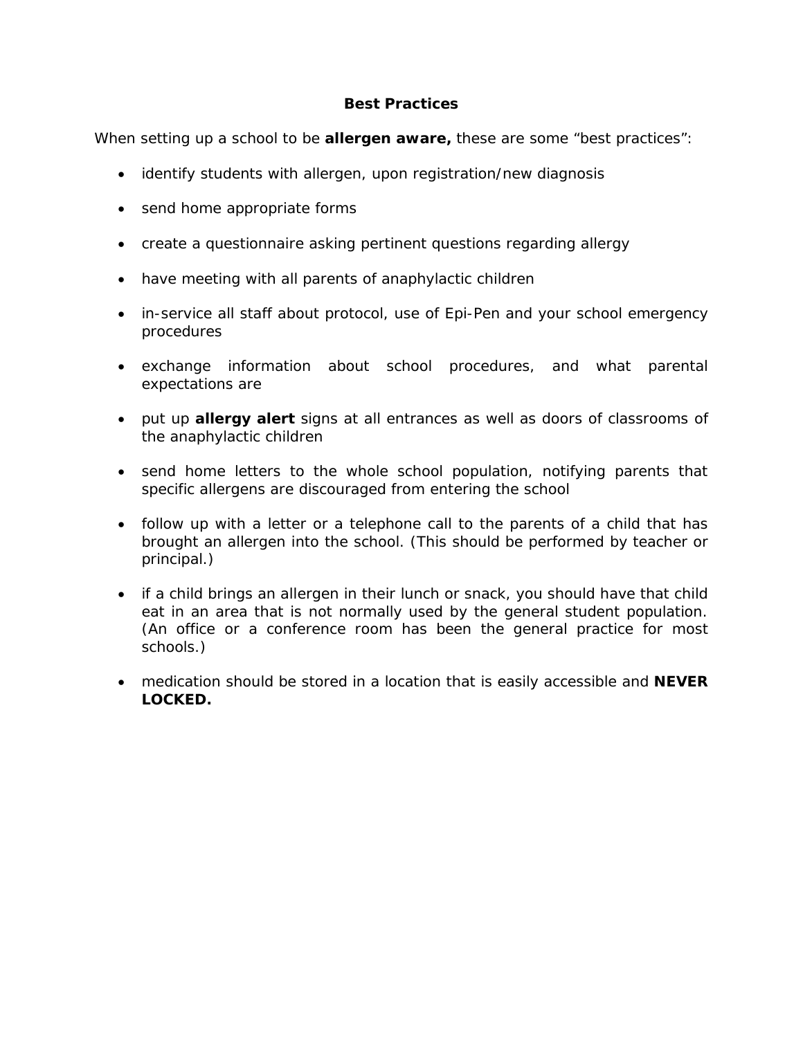## Best Practices

When setting up a school to be **allergen aware,** these are some "best practices":

- identify students with allergen, upon registration/new diagnosis
- send home appropriate forms
- create a questionnaire asking pertinent questions regarding allergy
- have meeting with all parents of anaphylactic children
- in-service all staff about protocol, use of Epi-Pen and your school emergency procedures
- exchange information about school procedures, and what parental expectations are
- put up **allergy alert** signs at all entrances as well as doors of classrooms of the anaphylactic children
- send home letters to the whole school population, notifying parents that specific allergens are discouraged from entering the school
- follow up with a letter or a telephone call to the parents of a child that has brought an allergen into the school. (This should be performed by teacher or principal.)
- if a child brings an allergen in their lunch or snack, you should have that child eat in an area that is not normally used by the general student population. (An office or a conference room has been the general practice for most schools.)
- medication should be stored in a location that is easily accessible and **NEVER LOCKED.**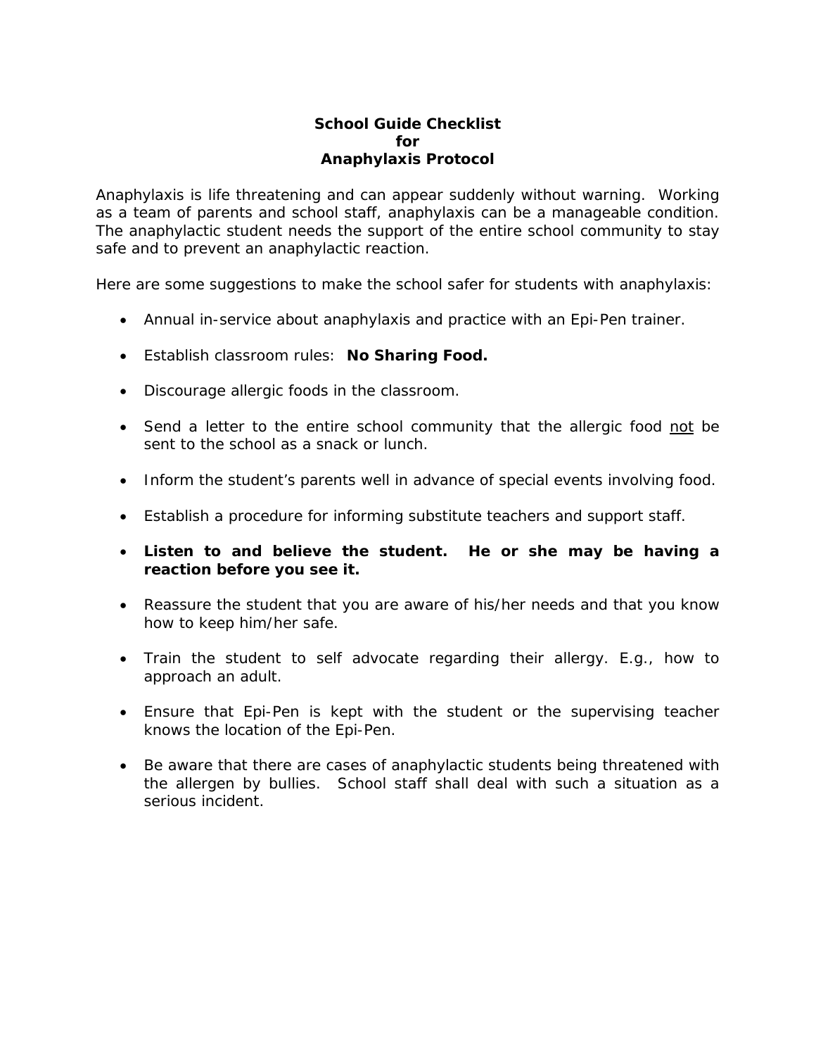# School Guide Checklist for Anaphylaxis Protocol

Anaphylaxis is life threatening and can appear suddenly without warning. Working as a team of parents and school staff, anaphylaxis can be a manageable condition. The anaphylactic student needs the support of the entire school community to stay safe and to prevent an anaphylactic reaction.

Here are some suggestions to make the school safer for students with anaphylaxis:

- Annual in-service about anaphylaxis and practice with an Epi-Pen trainer.
- Establish classroom rules: **No Sharing Food.**
- Discourage allergic foods in the classroom.
- Send a letter to the entire school community that the allergic food <u>not</u> be sent to the school as a snack or lunch.
- Inform the student's parents well in advance of special events involving food.
- Establish a procedure for informing substitute teachers and support staff.
- **Listen to and believe the student. He or she may be having a reaction before you see it.**
- Reassure the student that you are aware of his/her needs and that you know how to keep him/her safe.
- Train the student to self advocate regarding their allergy. E.g., how to approach an adult.
- Ensure that Epi-Pen is kept with the student or the supervising teacher knows the location of the Epi-Pen.
- Be aware that there are cases of anaphylactic students being threatened with the allergen by bullies. School staff shall deal with such a situation as a serious incident.